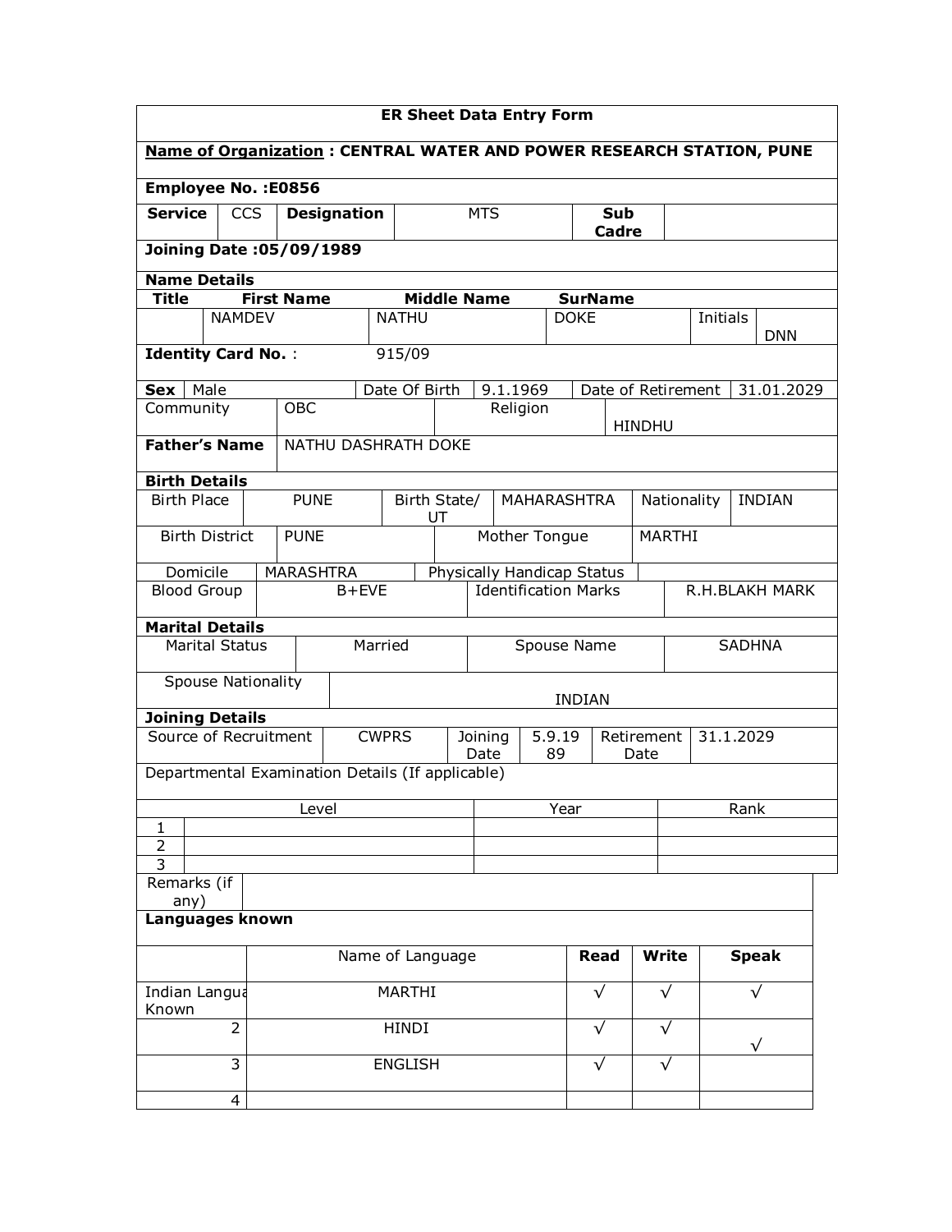# ER Sheet Data Entry Form

**Name of Organization : CENTRAL WATER AND POWER RESEARCH STATION, PUNE**

**Employee No. :E0856**

| **Service** | CCS | **Designation** | MTS | **Sub Cadre** | |
|---|---|---|---|---|---|

**Joining Date :05/09/1989**

**Name Details**

| **Title** | **First Name** | **Middle Name** | **SurName** | | |
|---|---|---|---|---|---|
| | NAMDEV | NATHU | DOKE | Initials | DNN |

**Identity Card No.** : 915/09

| **Sex** | Male | Date Of Birth | 9.1.1969 | Date of Retirement | 31.01.2029 |
|---|---|---|---|---|---|
| Community | OBC | Religion | HINDHU | | |

| **Father's Name** | NATHU DASHRATH DOKE |
|---|---|

**Birth Details**

| Birth Place | PUNE | Birth State/ UT | MAHARASHTRA | Nationality | INDIAN |
|---|---|---|---|---|---|
| Birth District | PUNE | Mother Tongue | MARTHI | | |
| Domicile | MARASHTRA | Physically Handicap Status | | | |
| Blood Group | B+EVE | Identification Marks | R.H.BLAKH MARK | | |

**Marital Details**

| Marital Status | Married | Spouse Name | SADHNA |
|---|---|---|---|
| Spouse Nationality | INDIAN | | |

**Joining Details**

| Source of Recruitment | CWPRS | Joining Date | 5.9.1989 | Retirement Date | 31.1.2029 |
|---|---|---|---|---|---|

Departmental Examination Details (If applicable)

| | Level | Year | Rank |
|---|---|---|---|
| 1 | | | |
| 2 | | | |
| 3 | | | |

| Remarks (if any) | |
|---|---|

**Languages known**

| | Name of Language | **Read** | **Write** | **Speak** |
|---|---|---|---|---|
| Indian Languages Known | MARTHI | √ | √ | √ |
| 2 | HINDI | √ | √ | √ |
| 3 | ENGLISH | √ | √ | |
| 4 | | | | |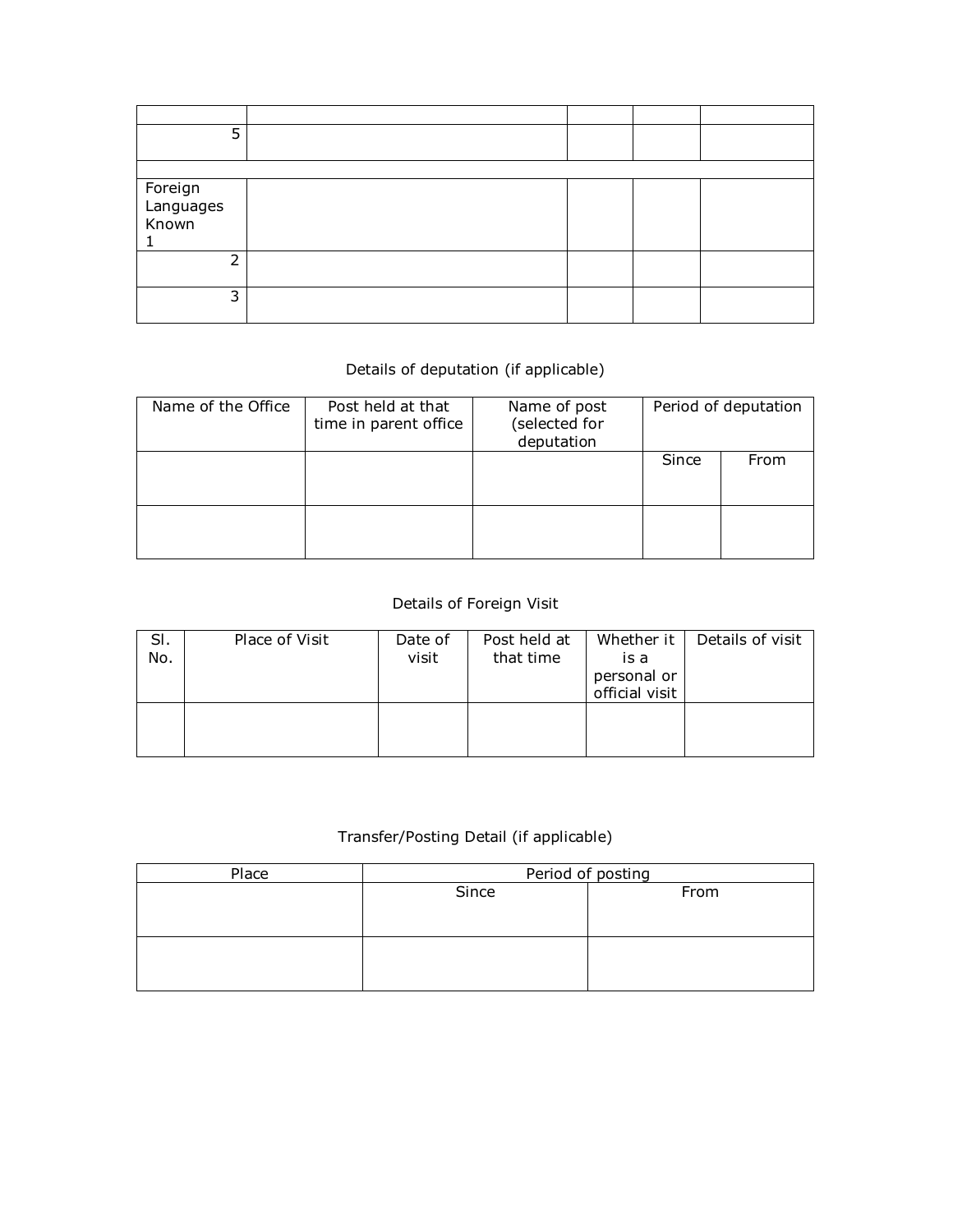| | | | | |
|---|---|---|---|---|
| 5 | | | | |
| | | | | |
| Foreign Languages Known 1 | | | | |
| 2 | | | | |
| 3 | | | | |

Details of deputation (if applicable)

| Name of the Office | Post held at that time in parent office | Name of post (selected for deputation | Period of deputation | |
|---|---|---|---|---|
| | | | Since | From |
| | | | | |

Details of Foreign Visit

| Sl. No. | Place of Visit | Date of visit | Post held at that time | Whether it is a personal or official visit | Details of visit |
|---|---|---|---|---|---|
| | | | | | |

Transfer/Posting Detail (if applicable)

| Place | Period of posting | |
|---|---|---|
| | Since | From |
| | | |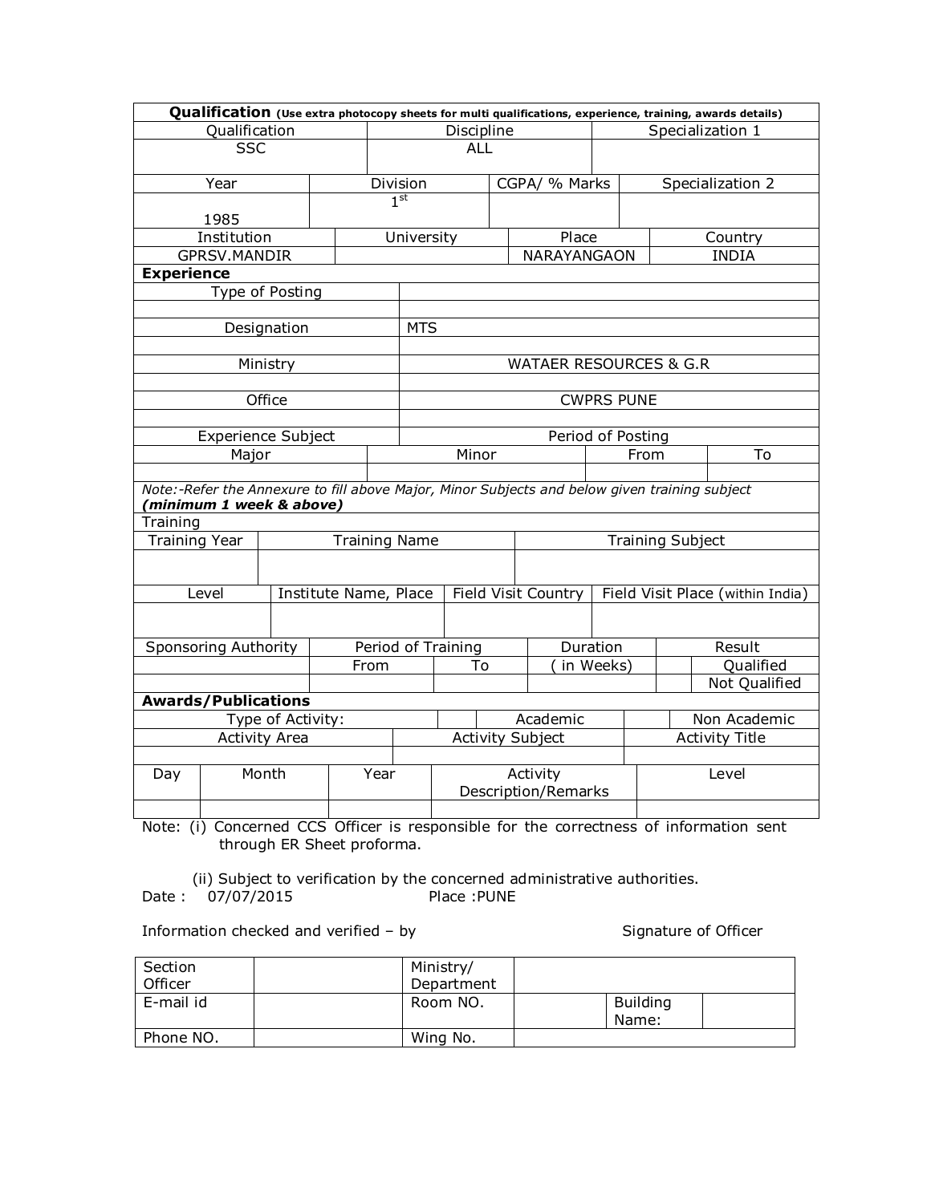**Qualification** (Use extra photocopy sheets for multi qualifications, experience, training, awards details)

| Qualification | Discipline | Specialization 1 |
| --- | --- | --- |
| SSC | ALL | |

| Year | Division | CGPA/ % Marks | Specialization 2 |
| --- | --- | --- | --- |
| 1985 | $1^{st}$ | | |

| Institution | University | Place | Country |
| --- | --- | --- | --- |
| GPRSV.MANDIR | | NARAYANGAON | INDIA |

**Experience**

| | |
| --- | --- |
| Type of Posting | |
| Designation | MTS |
| Ministry | WATAER RESOURCES & G.R |
| Office | CWPRS PUNE |

| Experience Subject | | Period of Posting | |
| --- | --- | --- | --- |
| Major | Minor | From | To |
| | | | |

*Note:-Refer the Annexure to fill above Major, Minor Subjects and below given training subject* ***(minimum 1 week & above)***

Training

| Training Year | Training Name | Training Subject |
| --- | --- | --- |
| | | |

| Level | Institute Name, Place | Field Visit Country | Field Visit Place (within India) |
| --- | --- | --- | --- |
| | | | |

| Sponsoring Authority | Period of Training | | Duration | Result | |
| --- | --- | --- | --- | --- | --- |
| | From | To | ( in Weeks) | | Qualified |
| | | | | | Not Qualified |

**Awards/Publications**

| Type of Activity: | | Academic | | Non Academic |
| --- | --- | --- | --- | --- |

| Activity Area | Activity Subject | Activity Title |
| --- | --- | --- |
| | | |

| Day | Month | Year | Activity Description/Remarks | Level |
| --- | --- | --- | --- | --- |
| | | | | |

Note: (i) Concerned CCS Officer is responsible for the correctness of information sent through ER Sheet proforma.

(ii) Subject to verification by the concerned administrative authorities.

Date : 07/07/2015 Place :PUNE

Information checked and verified – by Signature of Officer

| | | | | | |
| --- | --- | --- | --- | --- | --- |
| Section Officer | | Ministry/ Department | | | |
| E-mail id | | Room NO. | | Building Name: | |
| Phone NO. | | Wing No. | | | |